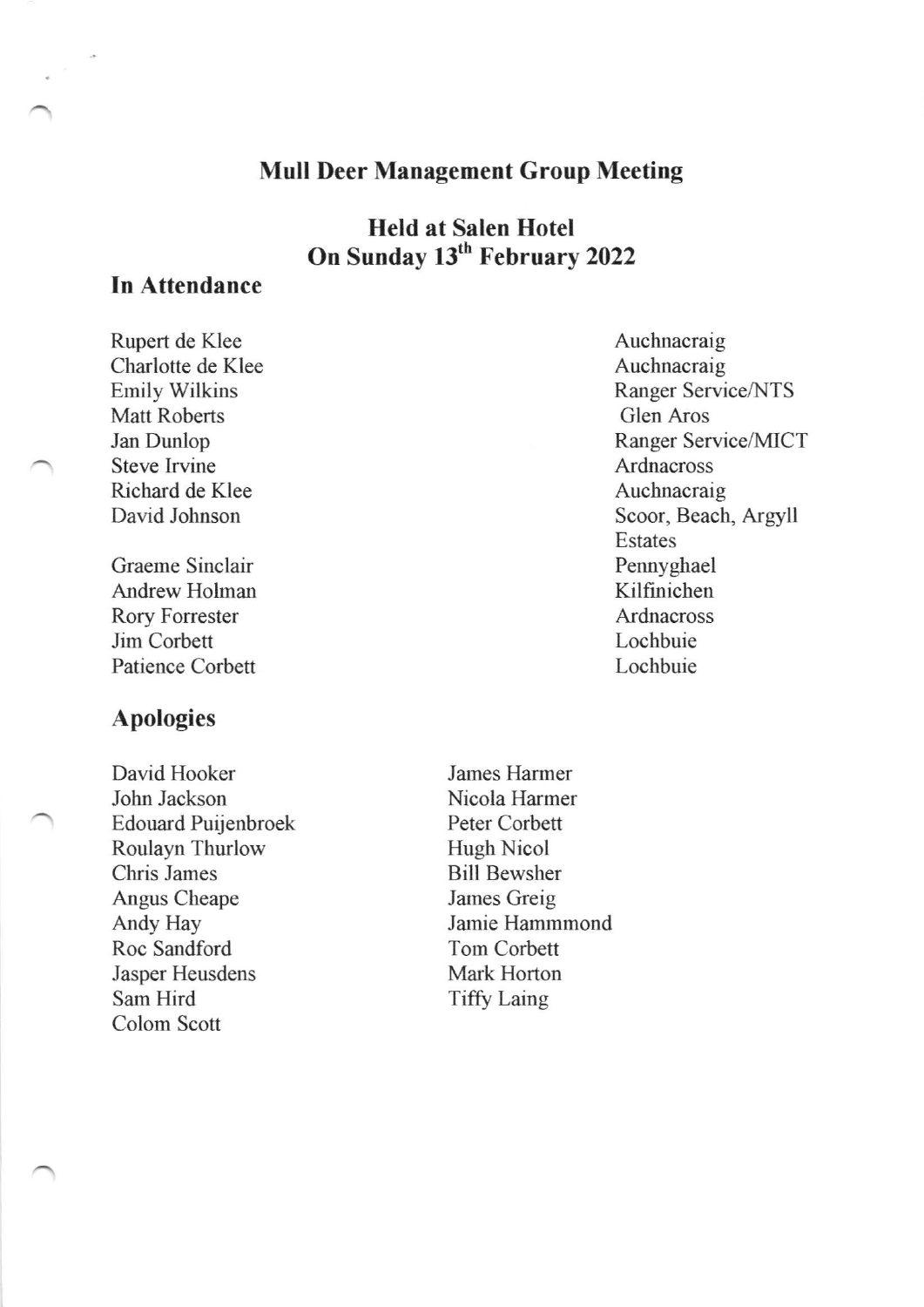# Mull Deer Management Group Meeting

## Held at Salen Hotel
## On Sunday 13th February 2022

### In Attendance

| | |
|---|---|
| Rupert de Klee | Auchnacraig |
| Charlotte de Klee | Auchnacraig |
| Emily Wilkins | Ranger Service/NTS |
| Matt Roberts | Glen Aros |
| Jan Dunlop | Ranger Service/MICT |
| Steve Irvine | Ardnacross |
| Richard de Klee | Auchnacraig |
| David Johnson | Scoor, Beach, Argyll Estates |
| Graeme Sinclair | Pennyghael |
| Andrew Holman | Kilfinichen |
| Rory Forrester | Ardnacross |
| Jim Corbett | Lochbuie |
| Patience Corbett | Lochbuie |

### Apologies

David Hooker
John Jackson
Edouard Puijenbroek
Roulayn Thurlow
Chris James
Angus Cheape
Andy Hay
Roc Sandford
Jasper Heusdens
Sam Hird
Colom Scott
James Harmer
Nicola Harmer
Peter Corbett
Hugh Nicol
Bill Bewsher
James Greig
Jamie Hammmond
Tom Corbett
Mark Horton
Tiffy Laing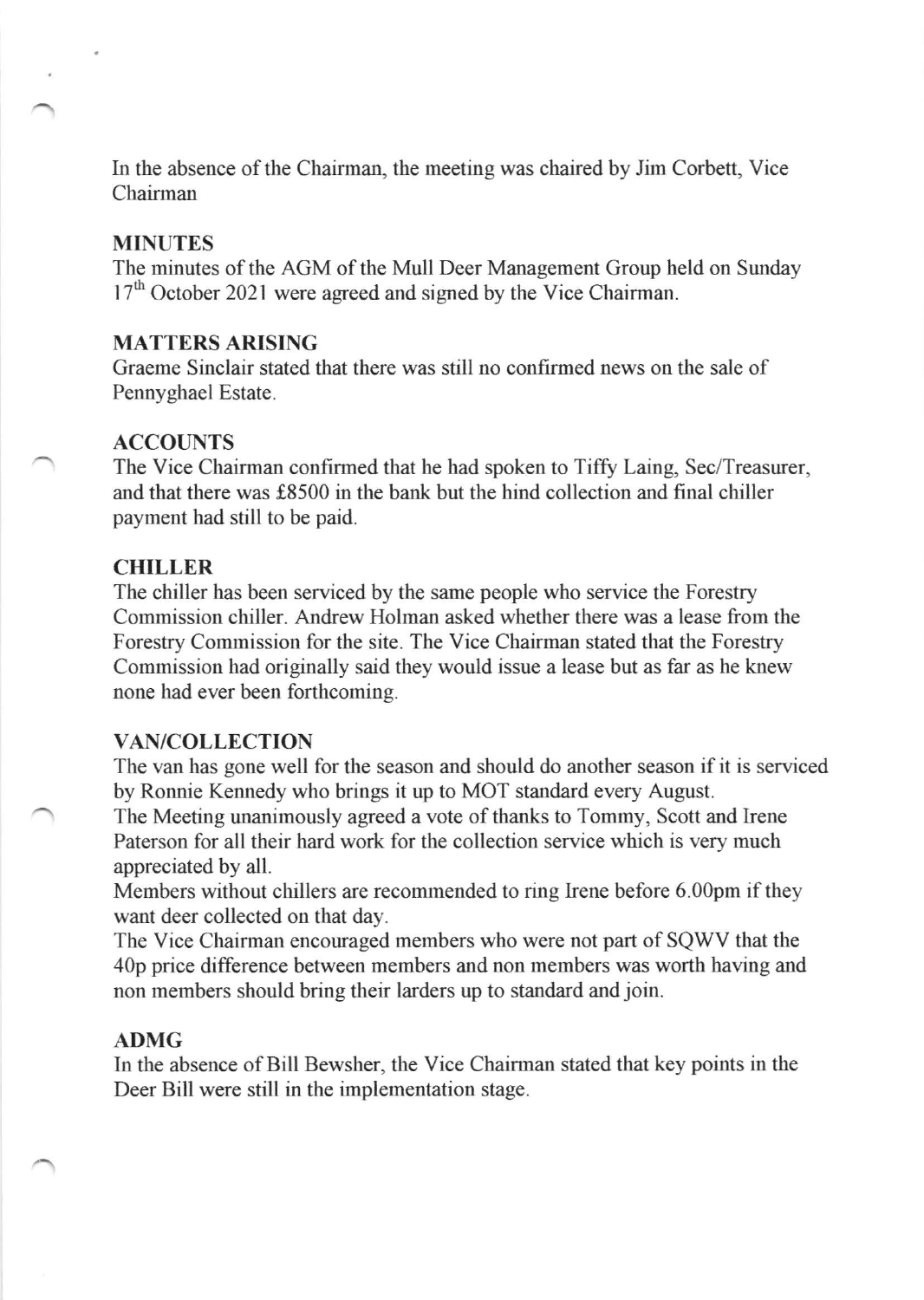In the absence of the Chairman, the meeting was chaired by Jim Corbett, Vice Chairman

## MINUTES

The minutes of the AGM of the Mull Deer Management Group held on Sunday 17th October 2021 were agreed and signed by the Vice Chairman.

## MATTERS ARISING

Graeme Sinclair stated that there was still no confirmed news on the sale of Pennyghael Estate.

## ACCOUNTS

The Vice Chairman confirmed that he had spoken to Tiffy Laing, Sec/Treasurer, and that there was £8500 in the bank but the hind collection and final chiller payment had still to be paid.

## CHILLER

The chiller has been serviced by the same people who service the Forestry Commission chiller. Andrew Holman asked whether there was a lease from the Forestry Commission for the site. The Vice Chairman stated that the Forestry Commission had originally said they would issue a lease but as far as he knew none had ever been forthcoming.

## VAN/COLLECTION

The van has gone well for the season and should do another season if it is serviced by Ronnie Kennedy who brings it up to MOT standard every August.

The Meeting unanimously agreed a vote of thanks to Tommy, Scott and Irene Paterson for all their hard work for the collection service which is very much appreciated by all.

Members without chillers are recommended to ring Irene before 6.00pm if they want deer collected on that day.

The Vice Chairman encouraged members who were not part of SQWV that the 40p price difference between members and non members was worth having and non members should bring their larders up to standard and join.

## ADMG

In the absence of Bill Bewsher, the Vice Chairman stated that key points in the Deer Bill were still in the implementation stage.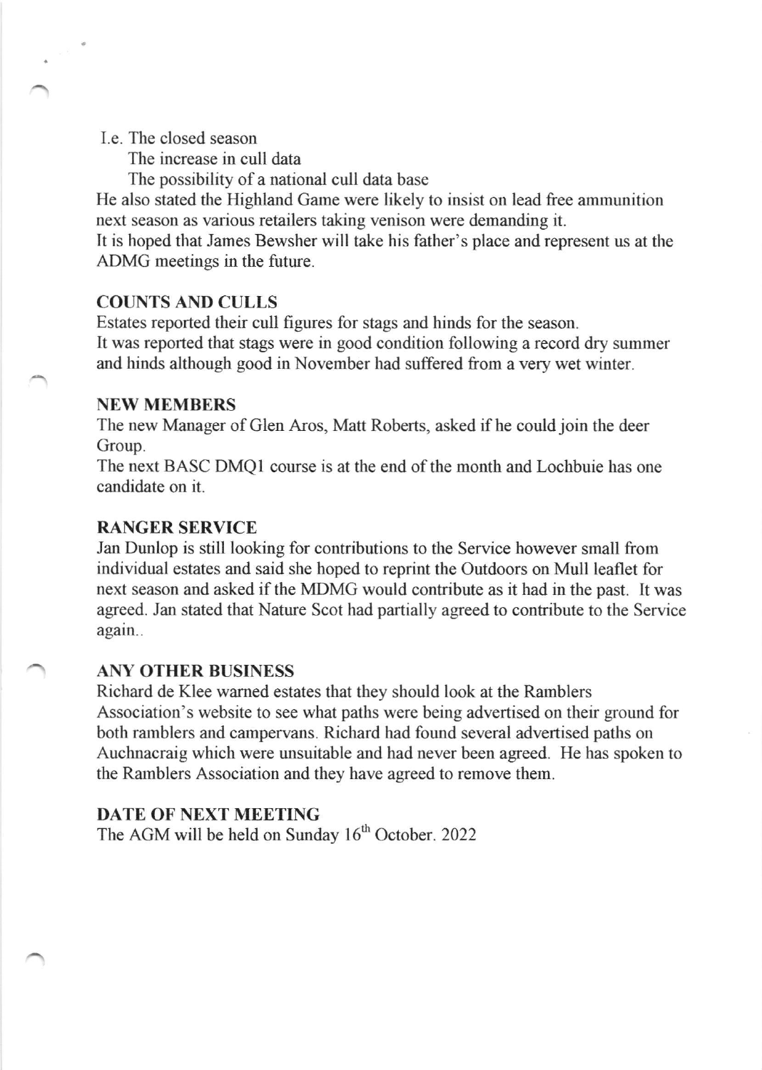I.e. The closed season

The increase in cull data

The possibility of a national cull data base

He also stated the Highland Game were likely to insist on lead free ammunition next season as various retailers taking venison were demanding it.

It is hoped that James Bewsher will take his father's place and represent us at the ADMG meetings in the future.

**COUNTS AND CULLS**

Estates reported their cull figures for stags and hinds for the season.

It was reported that stags were in good condition following a record dry summer and hinds although good in November had suffered from a very wet winter.

**NEW MEMBERS**

The new Manager of Glen Aros, Matt Roberts, asked if he could join the deer Group.

The next BASC DMQ1 course is at the end of the month and Lochbuie has one candidate on it.

**RANGER SERVICE**

Jan Dunlop is still looking for contributions to the Service however small from individual estates and said she hoped to reprint the Outdoors on Mull leaflet for next season and asked if the MDMG would contribute as it had in the past. It was agreed. Jan stated that Nature Scot had partially agreed to contribute to the Service again..

**ANY OTHER BUSINESS**

Richard de Klee warned estates that they should look at the Ramblers Association's website to see what paths were being advertised on their ground for both ramblers and campervans. Richard had found several advertised paths on Auchnacraig which were unsuitable and had never been agreed. He has spoken to the Ramblers Association and they have agreed to remove them.

**DATE OF NEXT MEETING**

The AGM will be held on Sunday 16th October. 2022